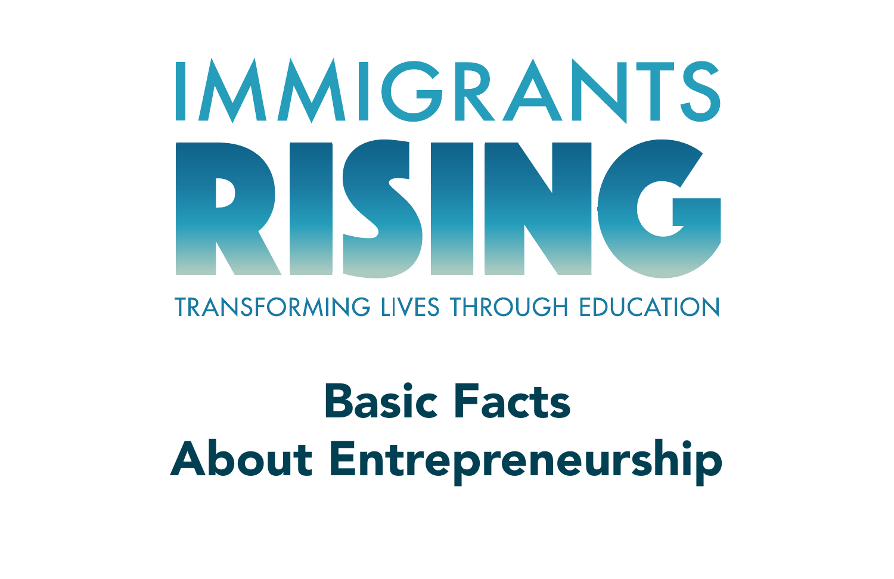IMMIGRANTS

RISING

TRANSFORMING LIVES THROUGH EDUCATION

# Basic Facts About Entrepreneurship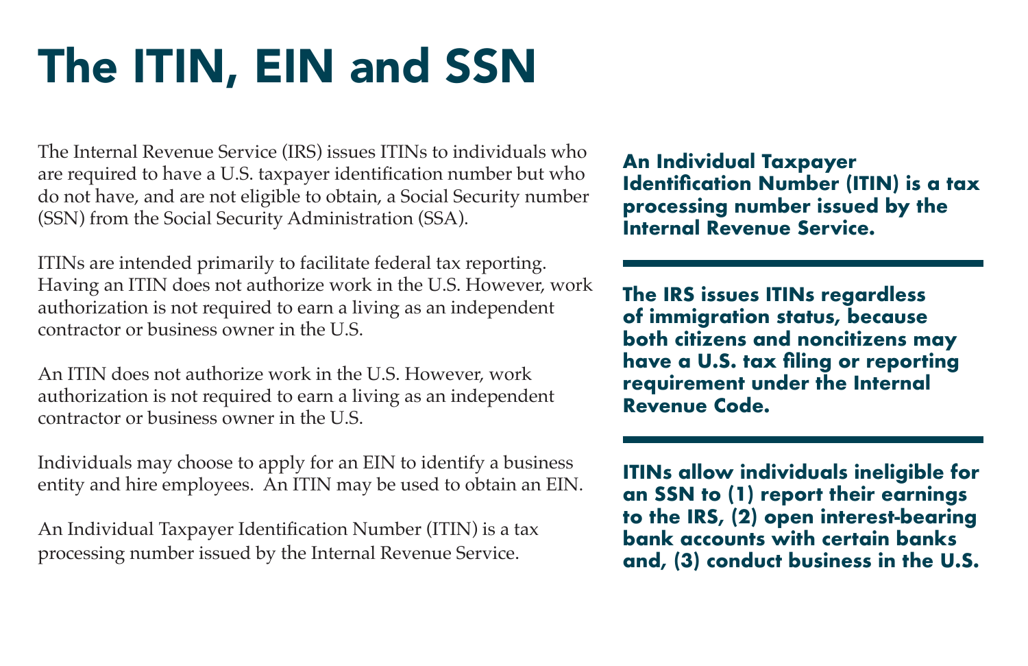# The ITIN, EIN and SSN

The Internal Revenue Service (IRS) issues ITINs to individuals who are required to have a U.S. taxpayer identification number but who do not have, and are not eligible to obtain, a Social Security number (SSN) from the Social Security Administration (SSA).

ITINs are intended primarily to facilitate federal tax reporting. Having an ITIN does not authorize work in the U.S. However, work authorization is not required to earn a living as an independent contractor or business owner in the U.S.

An ITIN does not authorize work in the U.S. However, work authorization is not required to earn a living as an independent contractor or business owner in the U.S.

Individuals may choose to apply for an EIN to identify a business entity and hire employees. An ITIN may be used to obtain an EIN.

An Individual Taxpayer Identification Number (ITIN) is a tax processing number issued by the Internal Revenue Service.

**An Individual Taxpayer Identification Number (ITIN) is a tax processing number issued by the Internal Revenue Service.**

---

**The IRS issues ITINs regardless of immigration status, because both citizens and noncitizens may have a U.S. tax filing or reporting requirement under the Internal Revenue Code.**

---

**ITINs allow individuals ineligible for an SSN to (1) report their earnings to the IRS, (2) open interest-bearing bank accounts with certain banks and, (3) conduct business in the U.S.**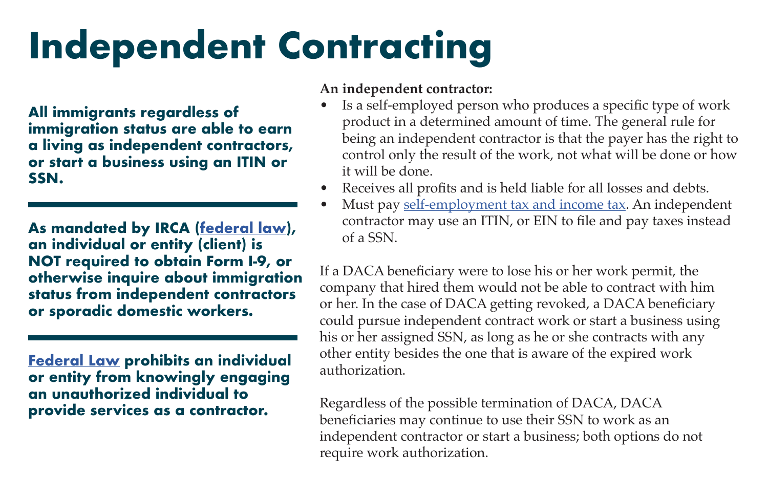# Independent Contracting

**All immigrants regardless of immigration status are able to earn a living as independent contractors, or start a business using an ITIN or SSN.**

**As mandated by IRCA (federal law), an individual or entity (client) is NOT required to obtain Form I-9, or otherwise inquire about immigration status from independent contractors or sporadic domestic workers.**

**Federal Law prohibits an individual or entity from knowingly engaging an unauthorized individual to provide services as a contractor.**

**An independent contractor:**

- Is a self-employed person who produces a specific type of work product in a determined amount of time. The general rule for being an independent contractor is that the payer has the right to control only the result of the work, not what will be done or how it will be done.
- Receives all profits and is held liable for all losses and debts.
- Must pay self-employment tax and income tax. An independent contractor may use an ITIN, or EIN to file and pay taxes instead of a SSN.

If a DACA beneficiary were to lose his or her work permit, the company that hired them would not be able to contract with him or her. In the case of DACA getting revoked, a DACA beneficiary could pursue independent contract work or start a business using his or her assigned SSN, as long as he or she contracts with any other entity besides the one that is aware of the expired work authorization.

Regardless of the possible termination of DACA, DACA beneficiaries may continue to use their SSN to work as an independent contractor or start a business; both options do not require work authorization.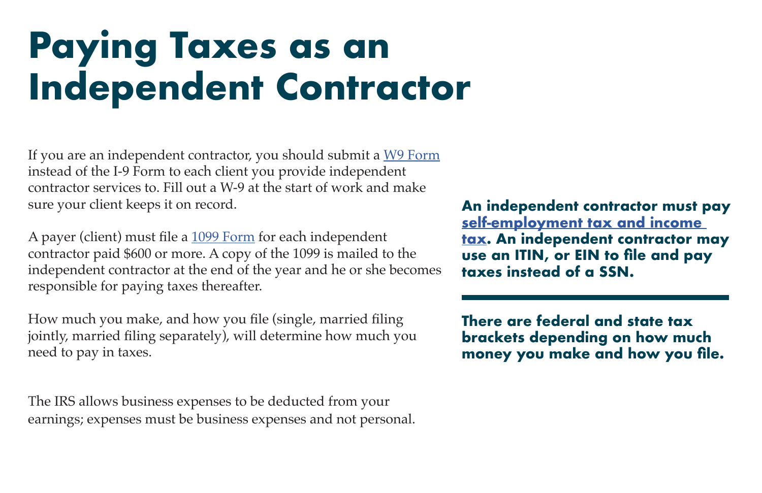# Paying Taxes as an Independent Contractor

If you are an independent contractor, you should submit a W9 Form instead of the I-9 Form to each client you provide independent contractor services to. Fill out a W-9 at the start of work and make sure your client keeps it on record.

A payer (client) must file a 1099 Form for each independent contractor paid $600 or more. A copy of the 1099 is mailed to the independent contractor at the end of the year and he or she becomes responsible for paying taxes thereafter.

How much you make, and how you file (single, married filing jointly, married filing separately), will determine how much you need to pay in taxes.

The IRS allows business expenses to be deducted from your earnings; expenses must be business expenses and not personal.

**An independent contractor must pay self-employment tax and income tax. An independent contractor may use an ITIN, or EIN to file and pay taxes instead of a SSN.**

---

**There are federal and state tax brackets depending on how much money you make and how you file.**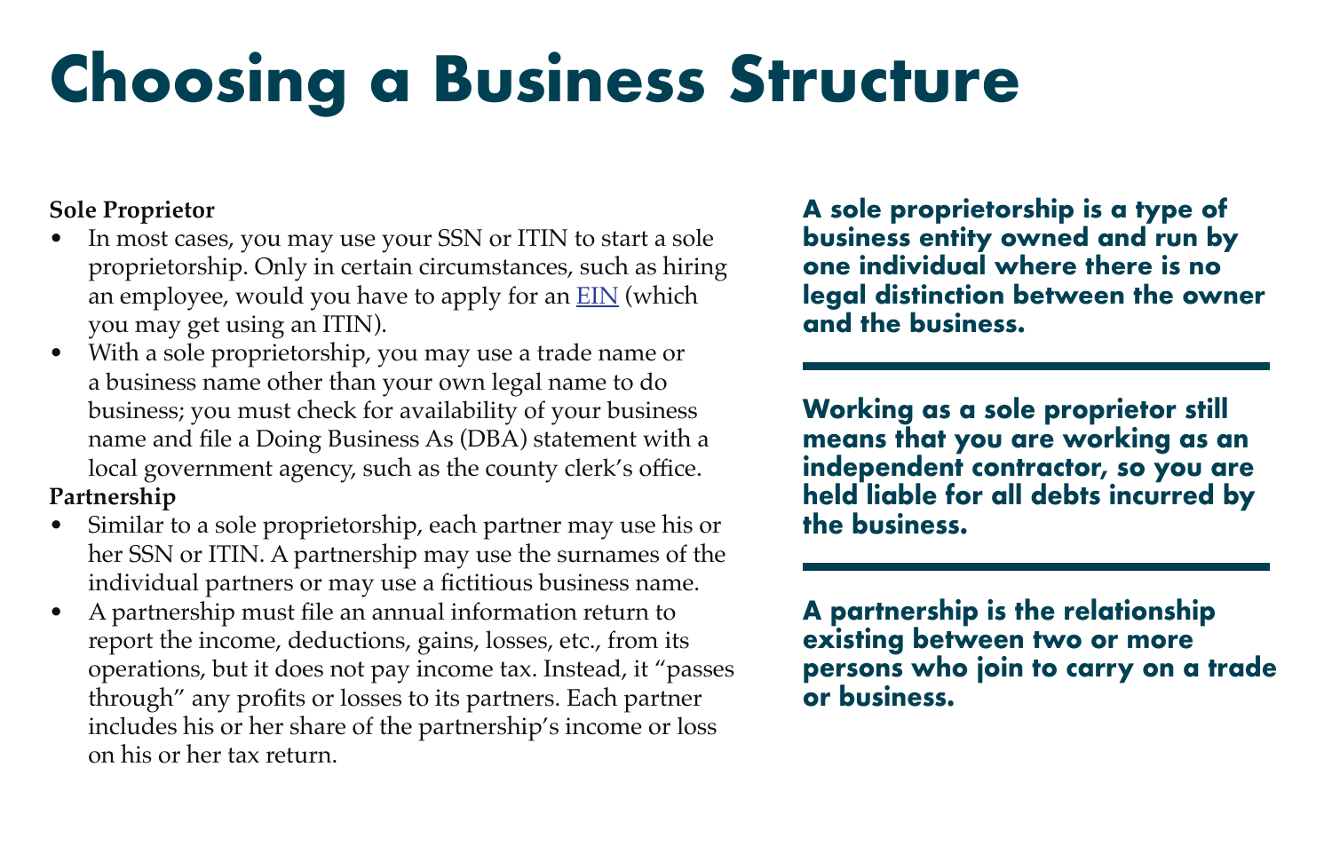# Choosing a Business Structure

**Sole Proprietor**

- In most cases, you may use your SSN or ITIN to start a sole proprietorship. Only in certain circumstances, such as hiring an employee, would you have to apply for an EIN (which you may get using an ITIN).
- With a sole proprietorship, you may use a trade name or a business name other than your own legal name to do business; you must check for availability of your business name and file a Doing Business As (DBA) statement with a local government agency, such as the county clerk's office.

**Partnership**

- Similar to a sole proprietorship, each partner may use his or her SSN or ITIN. A partnership may use the surnames of the individual partners or may use a fictitious business name.
- A partnership must file an annual information return to report the income, deductions, gains, losses, etc., from its operations, but it does not pay income tax. Instead, it "passes through" any profits or losses to its partners. Each partner includes his or her share of the partnership's income or loss on his or her tax return.

**A sole proprietorship is a type of business entity owned and run by one individual where there is no legal distinction between the owner and the business.**

---

**Working as a sole proprietor still means that you are working as an independent contractor, so you are held liable for all debts incurred by the business.**

---

**A partnership is the relationship existing between two or more persons who join to carry on a trade or business.**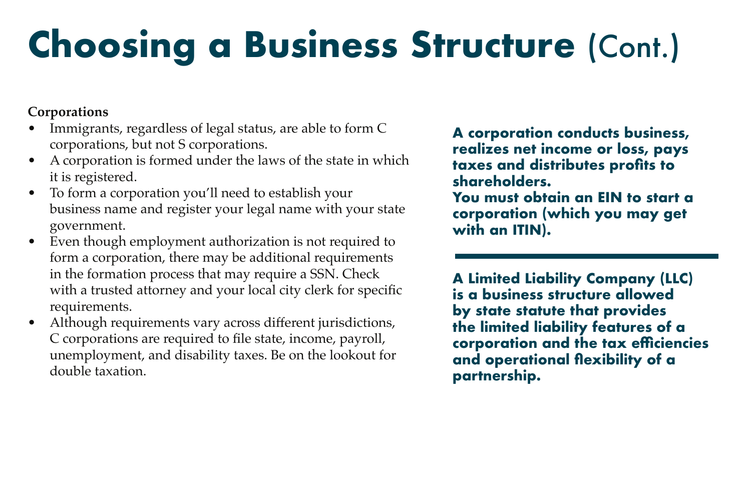# Choosing a Business Structure (Cont.)

**Corporations**

- Immigrants, regardless of legal status, are able to form C corporations, but not S corporations.
- A corporation is formed under the laws of the state in which it is registered.
- To form a corporation you'll need to establish your business name and register your legal name with your state government.
- Even though employment authorization is not required to form a corporation, there may be additional requirements in the formation process that may require a SSN. Check with a trusted attorney and your local city clerk for specific requirements.
- Although requirements vary across different jurisdictions, C corporations are required to file state, income, payroll, unemployment, and disability taxes. Be on the lookout for double taxation.

**A corporation conducts business, realizes net income or loss, pays taxes and distributes profits to shareholders.**
**You must obtain an EIN to start a corporation (which you may get with an ITIN).**

---

**A Limited Liability Company (LLC) is a business structure allowed by state statute that provides the limited liability features of a corporation and the tax efficiencies and operational flexibility of a partnership.**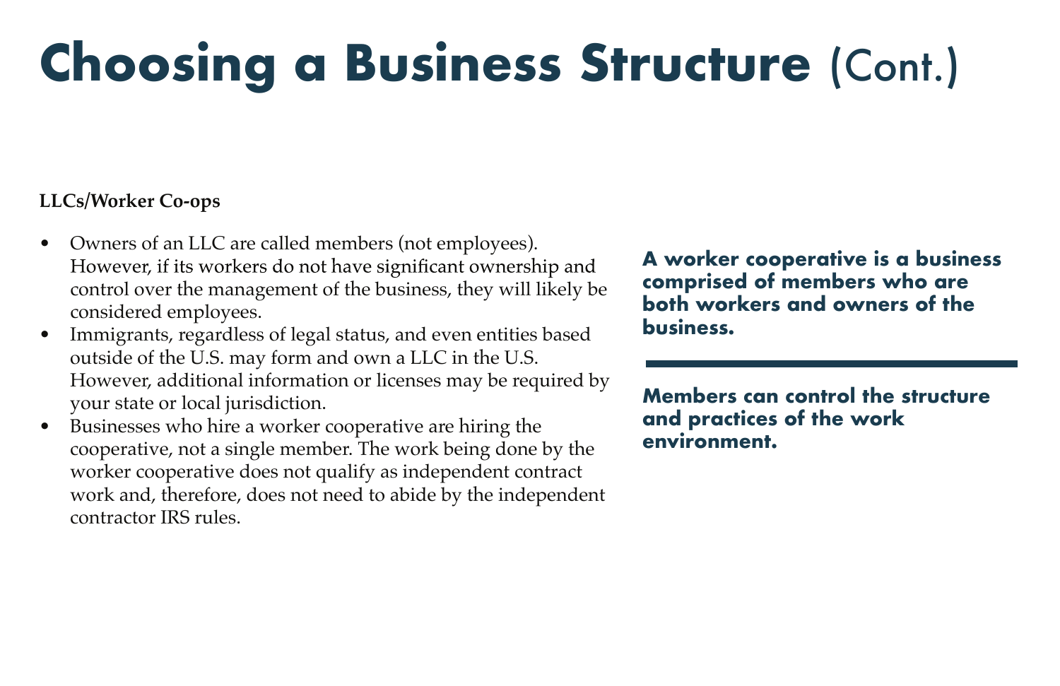# Choosing a Business Structure (Cont.)

**LLCs/Worker Co-ops**

- Owners of an LLC are called members (not employees). However, if its workers do not have significant ownership and control over the management of the business, they will likely be considered employees.
- Immigrants, regardless of legal status, and even entities based outside of the U.S. may form and own a LLC in the U.S. However, additional information or licenses may be required by your state or local jurisdiction.
- Businesses who hire a worker cooperative are hiring the cooperative, not a single member. The work being done by the worker cooperative does not qualify as independent contract work and, therefore, does not need to abide by the independent contractor IRS rules.

**A worker cooperative is a business comprised of members who are both workers and owners of the business.**

---

**Members can control the structure and practices of the work environment.**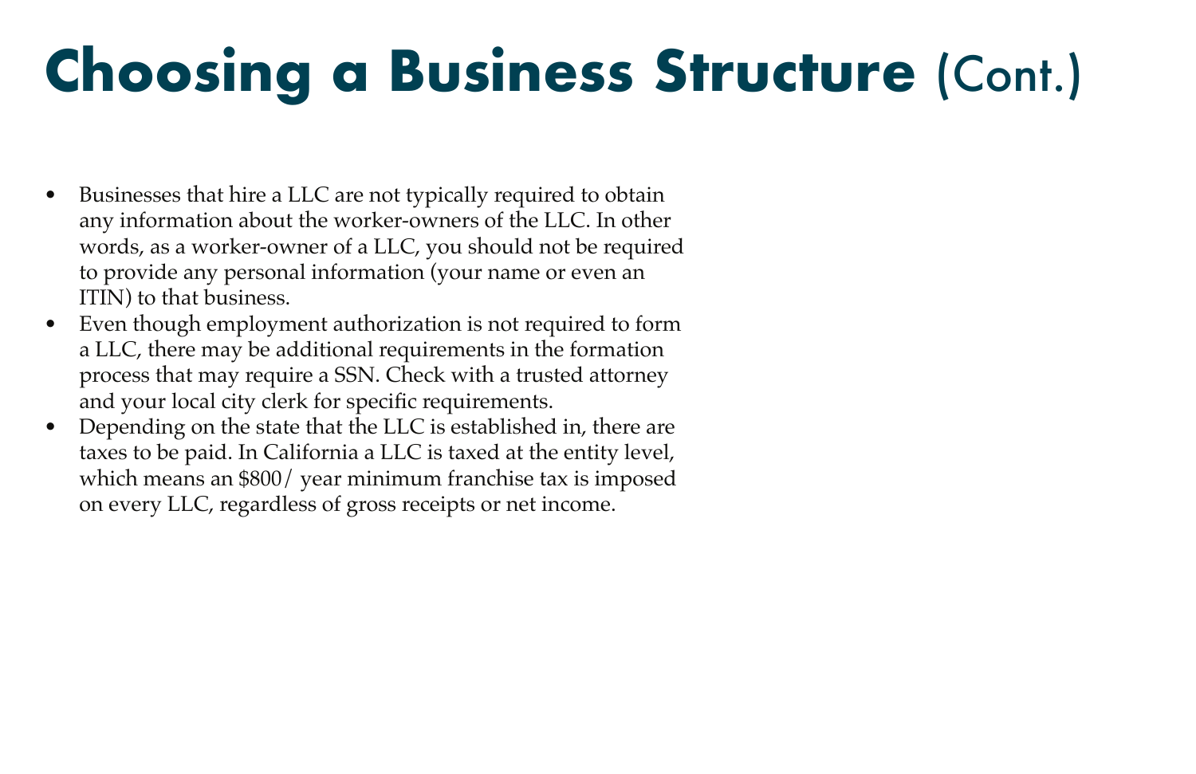# Choosing a Business Structure (Cont.)

- Businesses that hire a LLC are not typically required to obtain any information about the worker-owners of the LLC. In other words, as a worker-owner of a LLC, you should not be required to provide any personal information (your name or even an ITIN) to that business.
- Even though employment authorization is not required to form a LLC, there may be additional requirements in the formation process that may require a SSN. Check with a trusted attorney and your local city clerk for specific requirements.
- Depending on the state that the LLC is established in, there are taxes to be paid. In California a LLC is taxed at the entity level, which means an $800/ year minimum franchise tax is imposed on every LLC, regardless of gross receipts or net income.